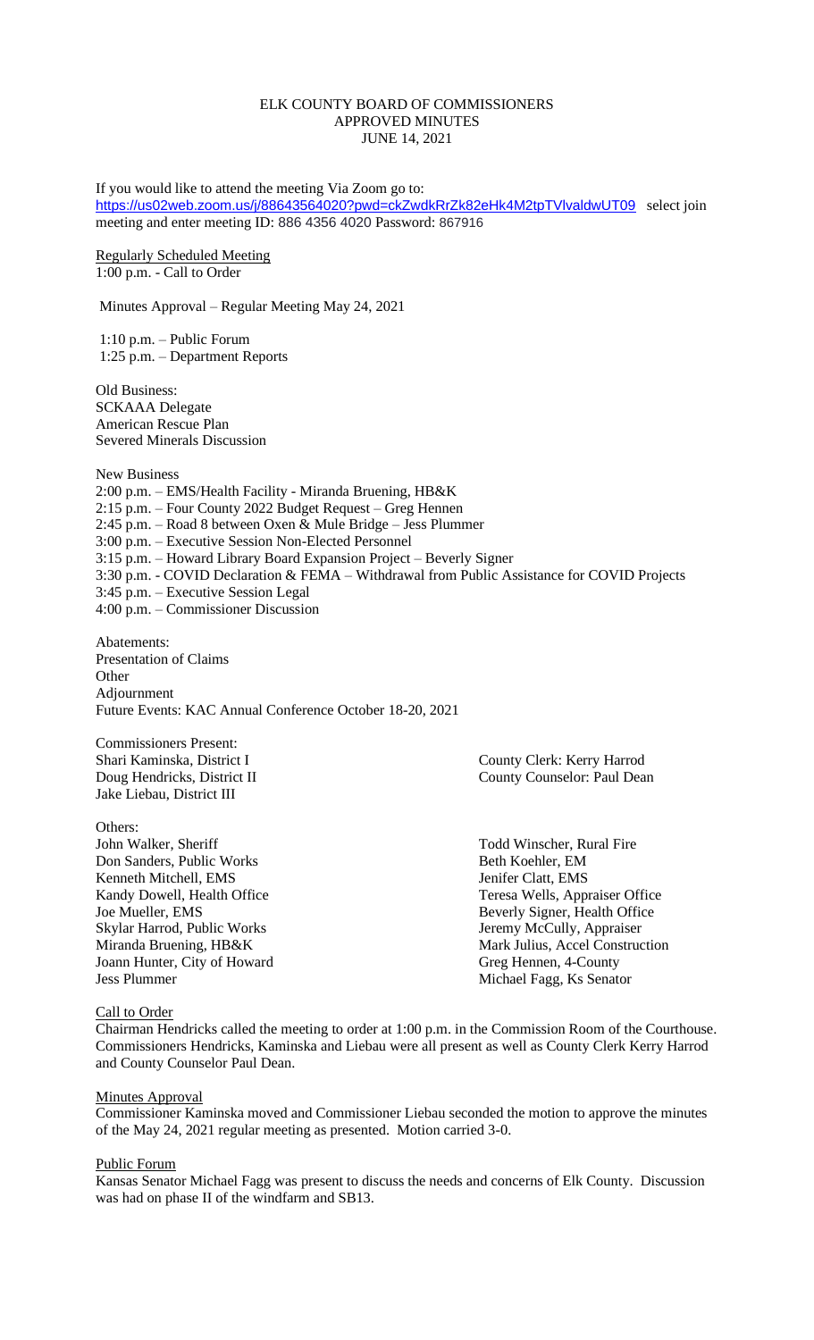# ELK COUNTY BOARD OF COMMISSIONERS
## APPROVED MINUTES
## JUNE 14, 2021

If you would like to attend the meeting Via Zoom go to: https://us02web.zoom.us/j/88643564020?pwd=ckZwdkRrZk82eHk4M2tpTVlvaldwUT09 select join meeting and enter meeting ID: 886 4356 4020 Password: 867916

Regularly Scheduled Meeting
1:00 p.m. - Call to Order

Minutes Approval – Regular Meeting May 24, 2021

1:10 p.m. – Public Forum
1:25 p.m. – Department Reports

Old Business:
SCKAAA Delegate
American Rescue Plan
Severed Minerals Discussion

New Business
2:00 p.m. – EMS/Health Facility - Miranda Bruening, HB&K
2:15 p.m. – Four County 2022 Budget Request – Greg Hennen
2:45 p.m. – Road 8 between Oxen & Mule Bridge – Jess Plummer
3:00 p.m. – Executive Session Non-Elected Personnel
3:15 p.m. – Howard Library Board Expansion Project – Beverly Signer
3:30 p.m. - COVID Declaration & FEMA – Withdrawal from Public Assistance for COVID Projects
3:45 p.m. – Executive Session Legal
4:00 p.m. – Commissioner Discussion

Abatements:
Presentation of Claims
Other
Adjournment
Future Events: KAC Annual Conference October 18-20, 2021

Commissioners Present:
Shari Kaminska, District I
Doug Hendricks, District II
Jake Liebau, District III

County Clerk: Kerry Harrod
County Counselor: Paul Dean

Others:
John Walker, Sheriff
Don Sanders, Public Works
Kenneth Mitchell, EMS
Kandy Dowell, Health Office
Joe Mueller, EMS
Skylar Harrod, Public Works
Miranda Bruening, HB&K
Joann Hunter, City of Howard
Jess Plummer
Todd Winscher, Rural Fire
Beth Koehler, EM
Jenifer Clatt, EMS
Teresa Wells, Appraiser Office
Beverly Signer, Health Office
Jeremy McCully, Appraiser
Mark Julius, Accel Construction
Greg Hennen, 4-County
Michael Fagg, Ks Senator

Call to Order
Chairman Hendricks called the meeting to order at 1:00 p.m. in the Commission Room of the Courthouse. Commissioners Hendricks, Kaminska and Liebau were all present as well as County Clerk Kerry Harrod and County Counselor Paul Dean.

Minutes Approval
Commissioner Kaminska moved and Commissioner Liebau seconded the motion to approve the minutes of the May 24, 2021 regular meeting as presented. Motion carried 3-0.

Public Forum
Kansas Senator Michael Fagg was present to discuss the needs and concerns of Elk County. Discussion was had on phase II of the windfarm and SB13.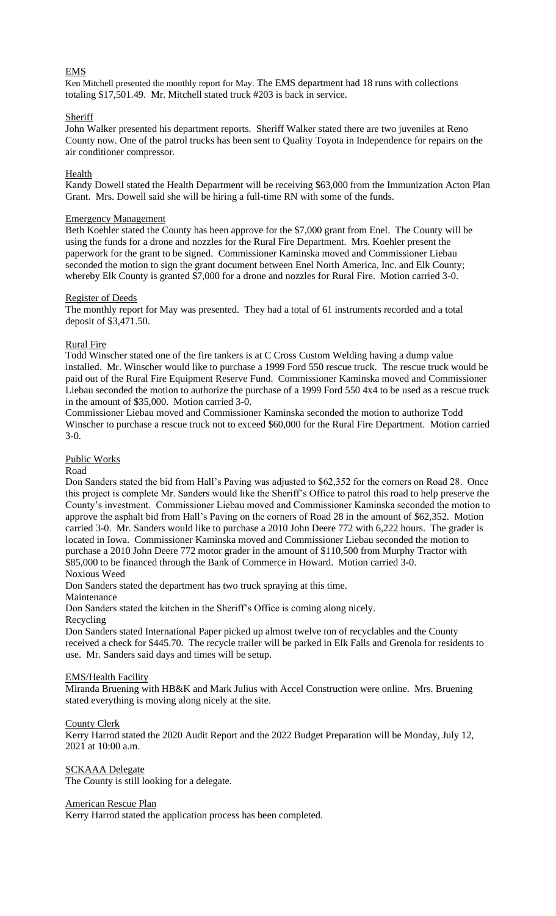## EMS

Ken Mitchell presented the monthly report for May. The EMS department had 18 runs with collections totaling $17,501.49. Mr. Mitchell stated truck #203 is back in service.

## Sheriff

John Walker presented his department reports. Sheriff Walker stated there are two juveniles at Reno County now. One of the patrol trucks has been sent to Quality Toyota in Independence for repairs on the air conditioner compressor.

## Health

Kandy Dowell stated the Health Department will be receiving $63,000 from the Immunization Acton Plan Grant. Mrs. Dowell said she will be hiring a full-time RN with some of the funds.

## Emergency Management

Beth Koehler stated the County has been approve for the $7,000 grant from Enel. The County will be using the funds for a drone and nozzles for the Rural Fire Department. Mrs. Koehler present the paperwork for the grant to be signed. Commissioner Kaminska moved and Commissioner Liebau seconded the motion to sign the grant document between Enel North America, Inc. and Elk County; whereby Elk County is granted $7,000 for a drone and nozzles for Rural Fire. Motion carried 3-0.

## Register of Deeds

The monthly report for May was presented. They had a total of 61 instruments recorded and a total deposit of $3,471.50.

## Rural Fire

Todd Winscher stated one of the fire tankers is at C Cross Custom Welding having a dump value installed. Mr. Winscher would like to purchase a 1999 Ford 550 rescue truck. The rescue truck would be paid out of the Rural Fire Equipment Reserve Fund. Commissioner Kaminska moved and Commissioner Liebau seconded the motion to authorize the purchase of a 1999 Ford 550 4x4 to be used as a rescue truck in the amount of $35,000. Motion carried 3-0.

Commissioner Liebau moved and Commissioner Kaminska seconded the motion to authorize Todd Winscher to purchase a rescue truck not to exceed $60,000 for the Rural Fire Department. Motion carried 3-0.

## Public Works

### Road

Don Sanders stated the bid from Hall's Paving was adjusted to $62,352 for the corners on Road 28. Once this project is complete Mr. Sanders would like the Sheriff's Office to patrol this road to help preserve the County's investment. Commissioner Liebau moved and Commissioner Kaminska seconded the motion to approve the asphalt bid from Hall's Paving on the corners of Road 28 in the amount of $62,352. Motion carried 3-0. Mr. Sanders would like to purchase a 2010 John Deere 772 with 6,222 hours. The grader is located in Iowa. Commissioner Kaminska moved and Commissioner Liebau seconded the motion to purchase a 2010 John Deere 772 motor grader in the amount of $110,500 from Murphy Tractor with $85,000 to be financed through the Bank of Commerce in Howard. Motion carried 3-0.

### Noxious Weed

Don Sanders stated the department has two truck spraying at this time.

### Maintenance

Don Sanders stated the kitchen in the Sheriff's Office is coming along nicely.

### Recycling

Don Sanders stated International Paper picked up almost twelve ton of recyclables and the County received a check for $445.70. The recycle trailer will be parked in Elk Falls and Grenola for residents to use. Mr. Sanders said days and times will be setup.

## EMS/Health Facility

Miranda Bruening with HB&K and Mark Julius with Accel Construction were online. Mrs. Bruening stated everything is moving along nicely at the site.

## County Clerk

Kerry Harrod stated the 2020 Audit Report and the 2022 Budget Preparation will be Monday, July 12, 2021 at 10:00 a.m.

## SCKAAA Delegate

The County is still looking for a delegate.

## American Rescue Plan

Kerry Harrod stated the application process has been completed.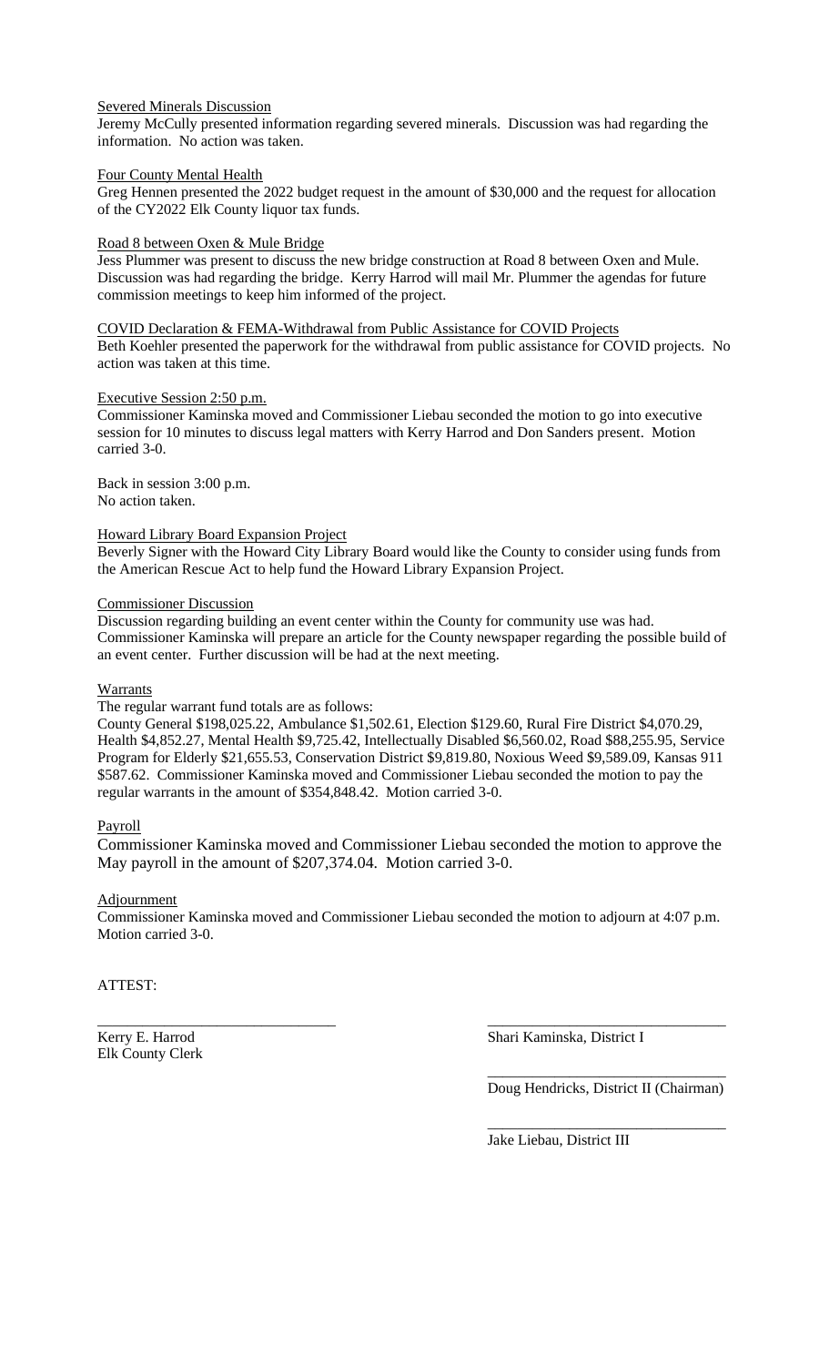Severed Minerals Discussion

Jeremy McCully presented information regarding severed minerals. Discussion was had regarding the information. No action was taken.

Four County Mental Health

Greg Hennen presented the 2022 budget request in the amount of $30,000 and the request for allocation of the CY2022 Elk County liquor tax funds.

Road 8 between Oxen & Mule Bridge

Jess Plummer was present to discuss the new bridge construction at Road 8 between Oxen and Mule. Discussion was had regarding the bridge. Kerry Harrod will mail Mr. Plummer the agendas for future commission meetings to keep him informed of the project.

COVID Declaration & FEMA-Withdrawal from Public Assistance for COVID Projects

Beth Koehler presented the paperwork for the withdrawal from public assistance for COVID projects. No action was taken at this time.

Executive Session 2:50 p.m.

Commissioner Kaminska moved and Commissioner Liebau seconded the motion to go into executive session for 10 minutes to discuss legal matters with Kerry Harrod and Don Sanders present. Motion carried 3-0.

Back in session 3:00 p.m.
No action taken.

Howard Library Board Expansion Project

Beverly Signer with the Howard City Library Board would like the County to consider using funds from the American Rescue Act to help fund the Howard Library Expansion Project.

Commissioner Discussion

Discussion regarding building an event center within the County for community use was had. Commissioner Kaminska will prepare an article for the County newspaper regarding the possible build of an event center. Further discussion will be had at the next meeting.

Warrants

The regular warrant fund totals are as follows:
County General $198,025.22, Ambulance $1,502.61, Election $129.60, Rural Fire District $4,070.29, Health $4,852.27, Mental Health $9,725.42, Intellectually Disabled $6,560.02, Road $88,255.95, Service Program for Elderly $21,655.53, Conservation District $9,819.80, Noxious Weed $9,589.09, Kansas 911 $587.62. Commissioner Kaminska moved and Commissioner Liebau seconded the motion to pay the regular warrants in the amount of $354,848.42. Motion carried 3-0.

Payroll

Commissioner Kaminska moved and Commissioner Liebau seconded the motion to approve the May payroll in the amount of $207,374.04. Motion carried 3-0.

Adjournment

Commissioner Kaminska moved and Commissioner Liebau seconded the motion to adjourn at 4:07 p.m. Motion carried 3-0.

ATTEST:

\_\_\_\_\_\_\_\_\_\_\_\_\_\_\_\_\_\_\_\_\_\_\_\_\_\_\_\_\_\_\_\_
Kerry E. Harrod
Elk County Clerk

\_\_\_\_\_\_\_\_\_\_\_\_\_\_\_\_\_\_\_\_\_\_\_\_\_\_\_\_\_\_\_\_
Shari Kaminska, District I

\_\_\_\_\_\_\_\_\_\_\_\_\_\_\_\_\_\_\_\_\_\_\_\_\_\_\_\_\_\_\_\_
Doug Hendricks, District II (Chairman)

\_\_\_\_\_\_\_\_\_\_\_\_\_\_\_\_\_\_\_\_\_\_\_\_\_\_\_\_\_\_\_\_
Jake Liebau, District III